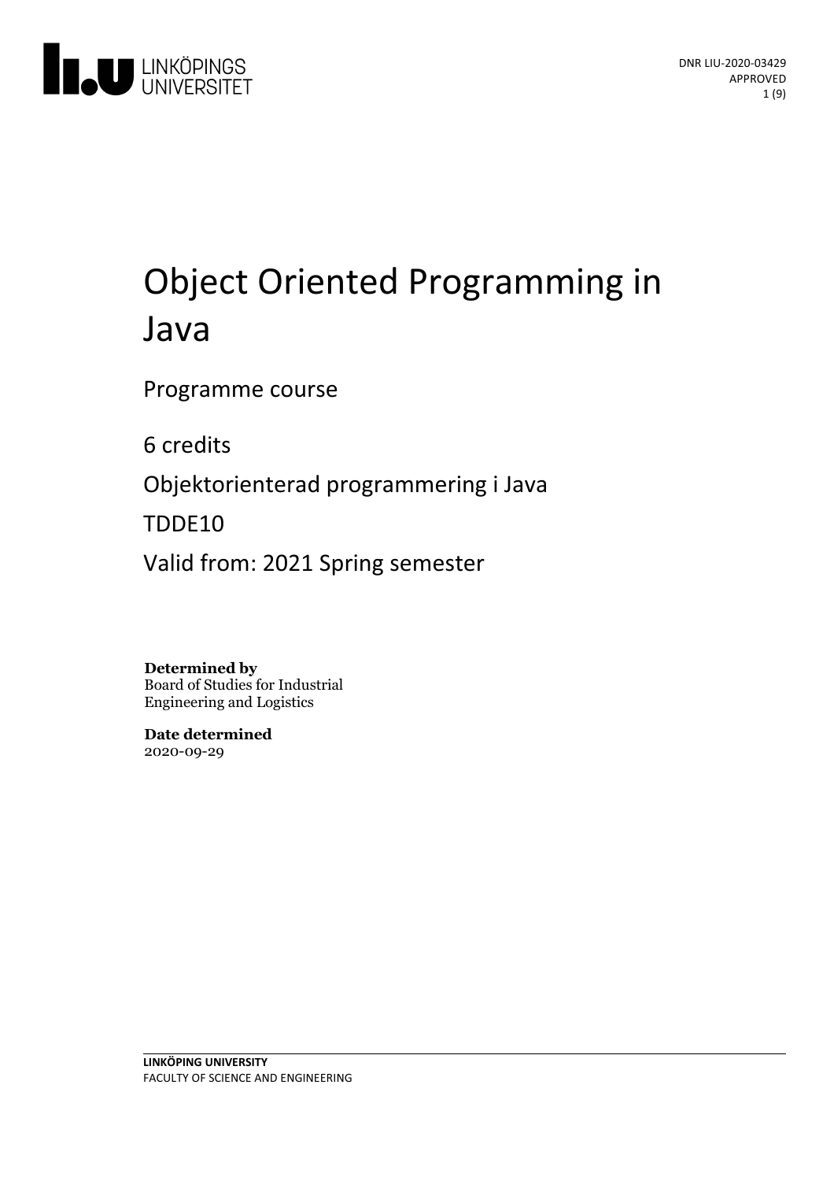DNR LIU-2020-03429
APPROVED

# Object Oriented Programming in Java

Programme course

6 credits

Objektorienterad programmering i Java

TDDE10

Valid from: 2021 Spring semester

**Determined by**
Board of Studies for Industrial Engineering and Logistics

**Date determined**
2020-09-29

**LINKÖPING UNIVERSITY**
FACULTY OF SCIENCE AND ENGINEERING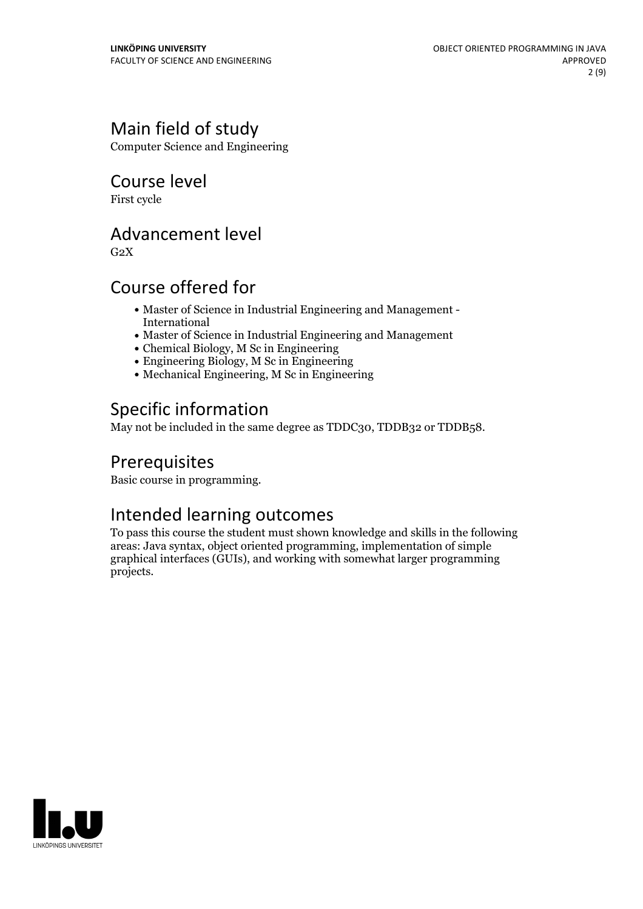## Main field of study

Computer Science and Engineering

## Course level

First cycle

## Advancement level

G2X

## Course offered for

- Master of Science in Industrial Engineering and Management - International
- Master of Science in Industrial Engineering and Management
- Chemical Biology, M Sc in Engineering
- Engineering Biology, M Sc in Engineering
- Mechanical Engineering, M Sc in Engineering

## Specific information

May not be included in the same degree as TDDC30, TDDB32 or TDDB58.

## Prerequisites

Basic course in programming.

## Intended learning outcomes

To pass this course the student must shown knowledge and skills in the following areas: Java syntax, object oriented programming, implementation of simple graphical interfaces (GUIs), and working with somewhat larger programming projects.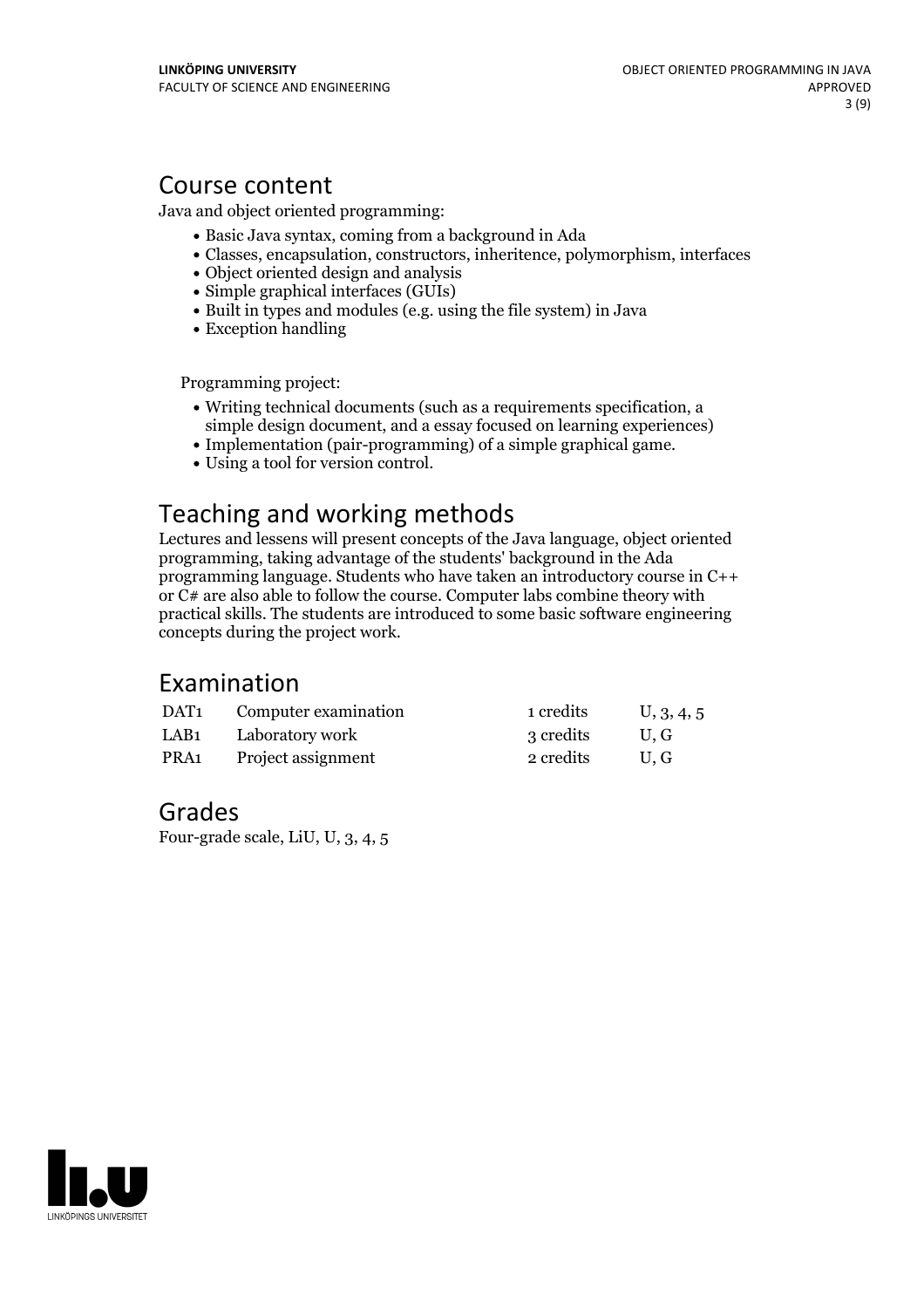## Course content

Java and object oriented programming:

- Basic Java syntax, coming from a background in Ada
- Classes, encapsulation, constructors, inheritence, polymorphism, interfaces
- Object oriented design and analysis
- Simple graphical interfaces (GUIs)
- Built in types and modules (e.g. using the file system) in Java
- Exception handling

Programming project:

- Writing technical documents (such as a requirements specification, a simple design document, and a essay focused on learning experiences)
- Implementation (pair-programming) of a simple graphical game.
- Using a tool for version control.

## Teaching and working methods

Lectures and lessens will present concepts of the Java language, object oriented programming, taking advantage of the students' background in the Ada programming language. Students who have taken an introductory course in C++ or C# are also able to follow the course. Computer labs combine theory with practical skills. The students are introduced to some basic software engineering concepts during the project work.

## Examination

| | | | |
|---|---|---|---|
| DAT1 | Computer examination | 1 credits | U, 3, 4, 5 |
| LAB1 | Laboratory work | 3 credits | U, G |
| PRA1 | Project assignment | 2 credits | U, G |

## Grades

Four-grade scale, LiU, U, 3, 4, 5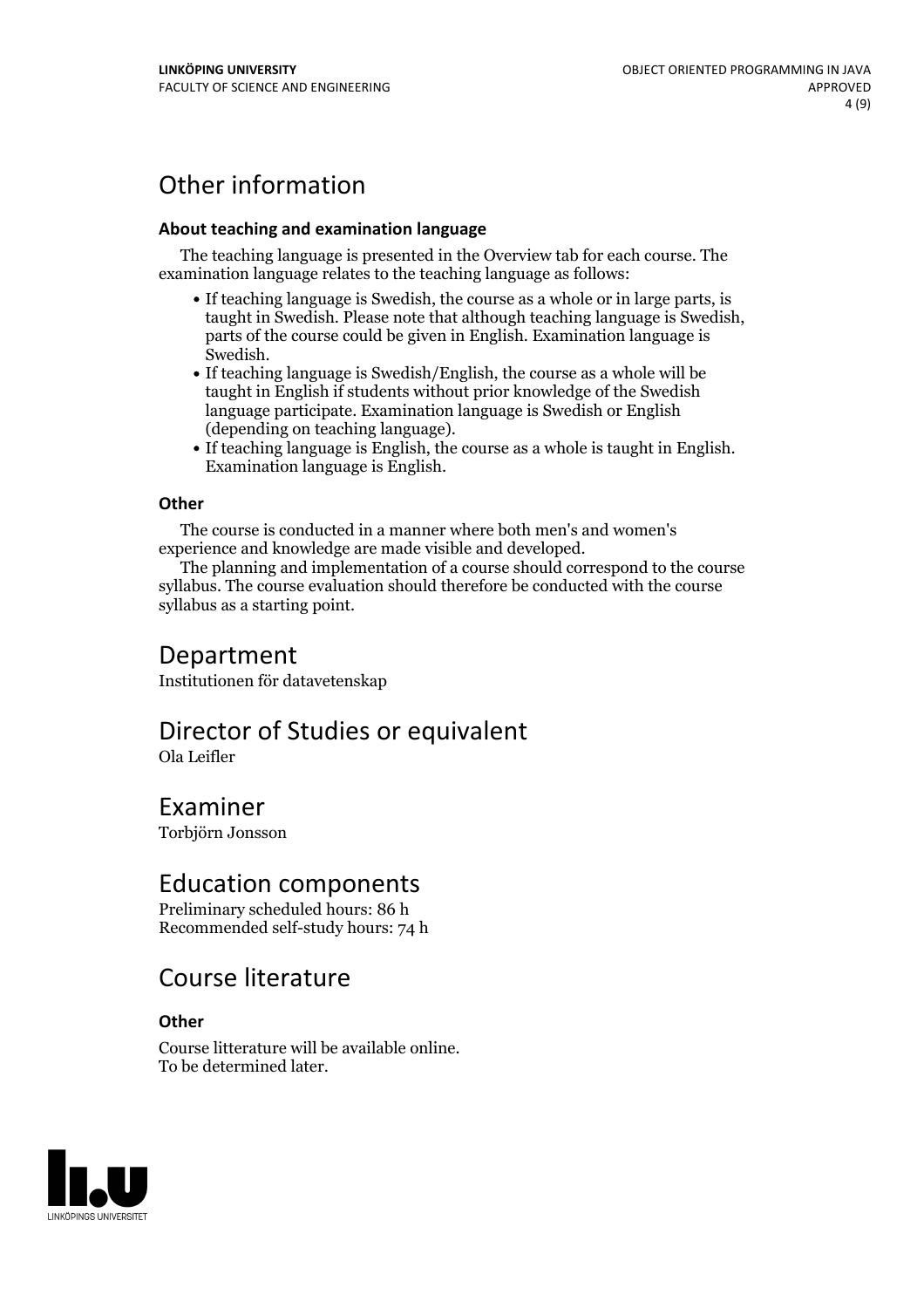# Other information

### About teaching and examination language

The teaching language is presented in the Overview tab for each course. The examination language relates to the teaching language as follows:

- If teaching language is Swedish, the course as a whole or in large parts, is taught in Swedish. Please note that although teaching language is Swedish, parts of the course could be given in English. Examination language is Swedish.
- If teaching language is Swedish/English, the course as a whole will be taught in English if students without prior knowledge of the Swedish language participate. Examination language is Swedish or English (depending on teaching language).
- If teaching language is English, the course as a whole is taught in English. Examination language is English.

### Other

The course is conducted in a manner where both men's and women's experience and knowledge are made visible and developed.

The planning and implementation of a course should correspond to the course syllabus. The course evaluation should therefore be conducted with the course syllabus as a starting point.

# Department

Institutionen för datavetenskap

# Director of Studies or equivalent

Ola Leifler

# Examiner

Torbjörn Jonsson

# Education components

Preliminary scheduled hours: 86 h
Recommended self-study hours: 74 h

# Course literature

### Other

Course litterature will be available online.
To be determined later.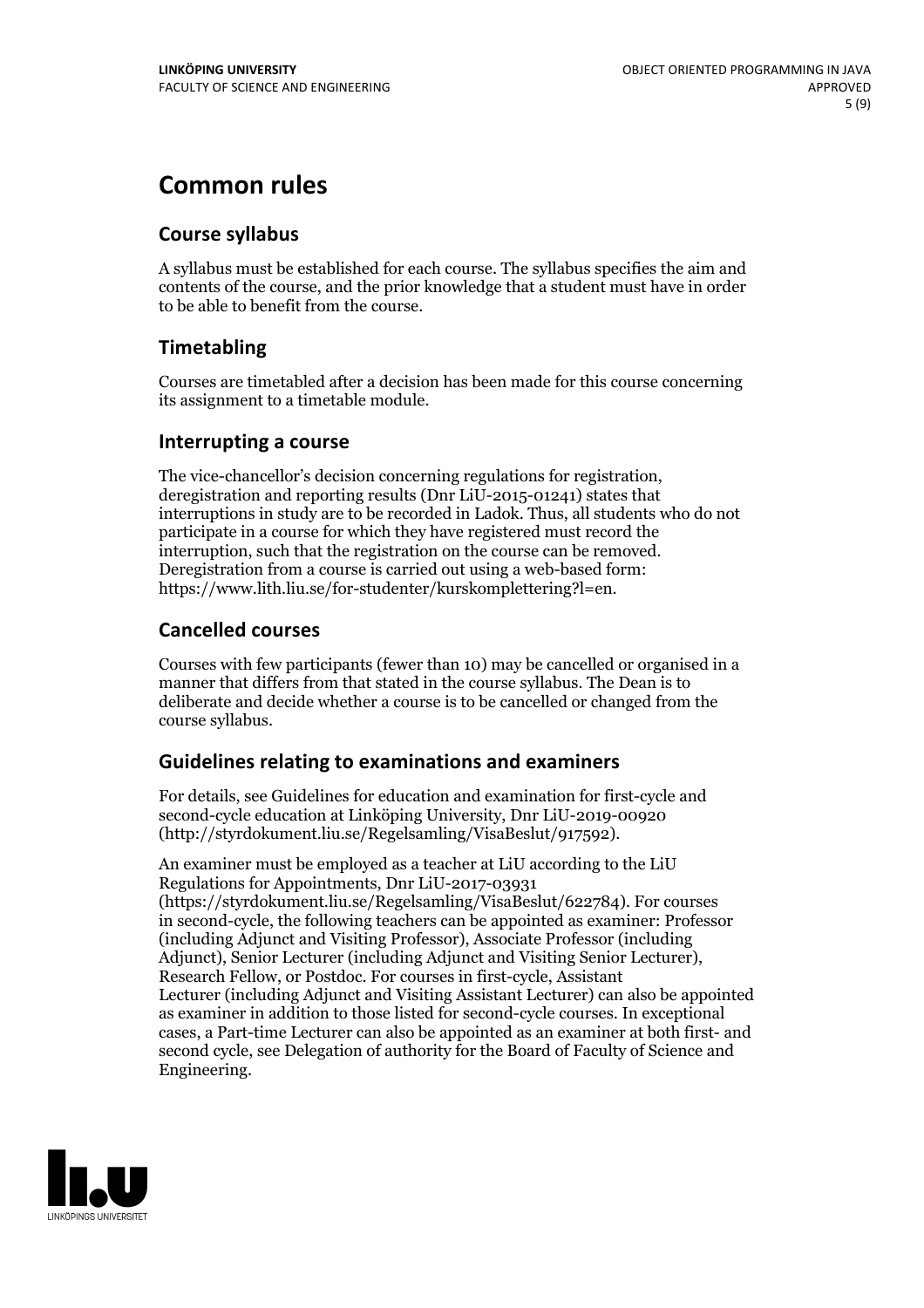# Common rules

## Course syllabus

A syllabus must be established for each course. The syllabus specifies the aim and contents of the course, and the prior knowledge that a student must have in order to be able to benefit from the course.

## Timetabling

Courses are timetabled after a decision has been made for this course concerning its assignment to a timetable module.

## Interrupting a course

The vice-chancellor's decision concerning regulations for registration, deregistration and reporting results (Dnr LiU-2015-01241) states that interruptions in study are to be recorded in Ladok. Thus, all students who do not participate in a course for which they have registered must record the interruption, such that the registration on the course can be removed. Deregistration from a course is carried out using a web-based form: https://www.lith.liu.se/for-studenter/kurskomplettering?l=en.

## Cancelled courses

Courses with few participants (fewer than 10) may be cancelled or organised in a manner that differs from that stated in the course syllabus. The Dean is to deliberate and decide whether a course is to be cancelled or changed from the course syllabus.

## Guidelines relating to examinations and examiners

For details, see Guidelines for education and examination for first-cycle and second-cycle education at Linköping University, Dnr LiU-2019-00920 (http://styrdokument.liu.se/Regelsamling/VisaBeslut/917592).

An examiner must be employed as a teacher at LiU according to the LiU Regulations for Appointments, Dnr LiU-2017-03931 (https://styrdokument.liu.se/Regelsamling/VisaBeslut/622784). For courses in second-cycle, the following teachers can be appointed as examiner: Professor (including Adjunct and Visiting Professor), Associate Professor (including Adjunct), Senior Lecturer (including Adjunct and Visiting Senior Lecturer), Research Fellow, or Postdoc. For courses in first-cycle, Assistant Lecturer (including Adjunct and Visiting Assistant Lecturer) can also be appointed as examiner in addition to those listed for second-cycle courses. In exceptional cases, a Part-time Lecturer can also be appointed as an examiner at both first- and second cycle, see Delegation of authority for the Board of Faculty of Science and Engineering.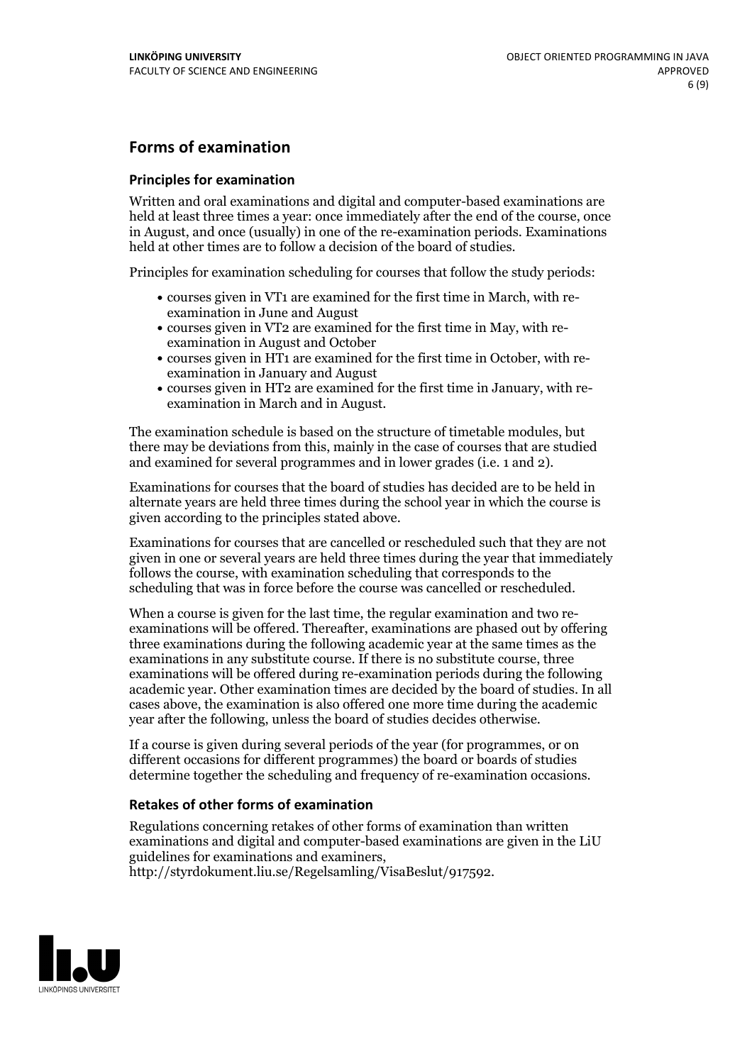## Forms of examination

### Principles for examination

Written and oral examinations and digital and computer-based examinations are held at least three times a year: once immediately after the end of the course, once in August, and once (usually) in one of the re-examination periods. Examinations held at other times are to follow a decision of the board of studies.

Principles for examination scheduling for courses that follow the study periods:

- courses given in VT1 are examined for the first time in March, with re-examination in June and August
- courses given in VT2 are examined for the first time in May, with re-examination in August and October
- courses given in HT1 are examined for the first time in October, with re-examination in January and August
- courses given in HT2 are examined for the first time in January, with re-examination in March and in August.

The examination schedule is based on the structure of timetable modules, but there may be deviations from this, mainly in the case of courses that are studied and examined for several programmes and in lower grades (i.e. 1 and 2).

Examinations for courses that the board of studies has decided are to be held in alternate years are held three times during the school year in which the course is given according to the principles stated above.

Examinations for courses that are cancelled or rescheduled such that they are not given in one or several years are held three times during the year that immediately follows the course, with examination scheduling that corresponds to the scheduling that was in force before the course was cancelled or rescheduled.

When a course is given for the last time, the regular examination and two re-examinations will be offered. Thereafter, examinations are phased out by offering three examinations during the following academic year at the same times as the examinations in any substitute course. If there is no substitute course, three examinations will be offered during re-examination periods during the following academic year. Other examination times are decided by the board of studies. In all cases above, the examination is also offered one more time during the academic year after the following, unless the board of studies decides otherwise.

If a course is given during several periods of the year (for programmes, or on different occasions for different programmes) the board or boards of studies determine together the scheduling and frequency of re-examination occasions.

### Retakes of other forms of examination

Regulations concerning retakes of other forms of examination than written examinations and digital and computer-based examinations are given in the LiU guidelines for examinations and examiners, http://styrdokument.liu.se/Regelsamling/VisaBeslut/917592.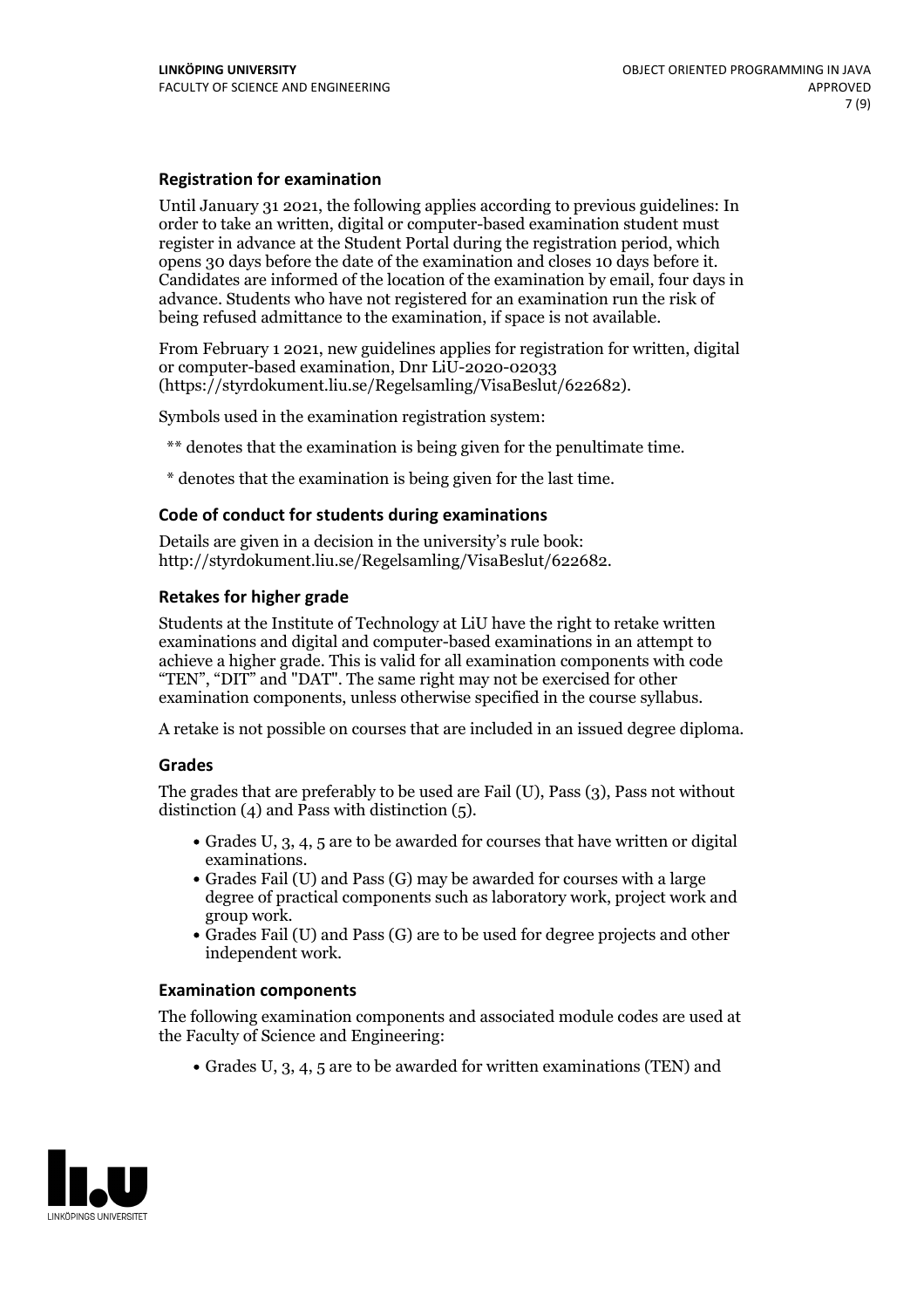### Registration for examination

Until January 31 2021, the following applies according to previous guidelines: In order to take an written, digital or computer-based examination student must register in advance at the Student Portal during the registration period, which opens 30 days before the date of the examination and closes 10 days before it. Candidates are informed of the location of the examination by email, four days in advance. Students who have not registered for an examination run the risk of being refused admittance to the examination, if space is not available.

From February 1 2021, new guidelines applies for registration for written, digital or computer-based examination, Dnr LiU-2020-02033 (https://styrdokument.liu.se/Regelsamling/VisaBeslut/622682).

Symbols used in the examination registration system:

** denotes that the examination is being given for the penultimate time.

* denotes that the examination is being given for the last time.

### Code of conduct for students during examinations

Details are given in a decision in the university's rule book: http://styrdokument.liu.se/Regelsamling/VisaBeslut/622682.

### Retakes for higher grade

Students at the Institute of Technology at LiU have the right to retake written examinations and digital and computer-based examinations in an attempt to achieve a higher grade. This is valid for all examination components with code "TEN", "DIT" and "DAT". The same right may not be exercised for other examination components, unless otherwise specified in the course syllabus.

A retake is not possible on courses that are included in an issued degree diploma.

### Grades

The grades that are preferably to be used are Fail (U), Pass (3), Pass not without distinction (4) and Pass with distinction (5).

- Grades U, 3, 4, 5 are to be awarded for courses that have written or digital examinations.
- Grades Fail (U) and Pass (G) may be awarded for courses with a large degree of practical components such as laboratory work, project work and group work.
- Grades Fail (U) and Pass (G) are to be used for degree projects and other independent work.

### Examination components

The following examination components and associated module codes are used at the Faculty of Science and Engineering:

- Grades U, 3, 4, 5 are to be awarded for written examinations (TEN) and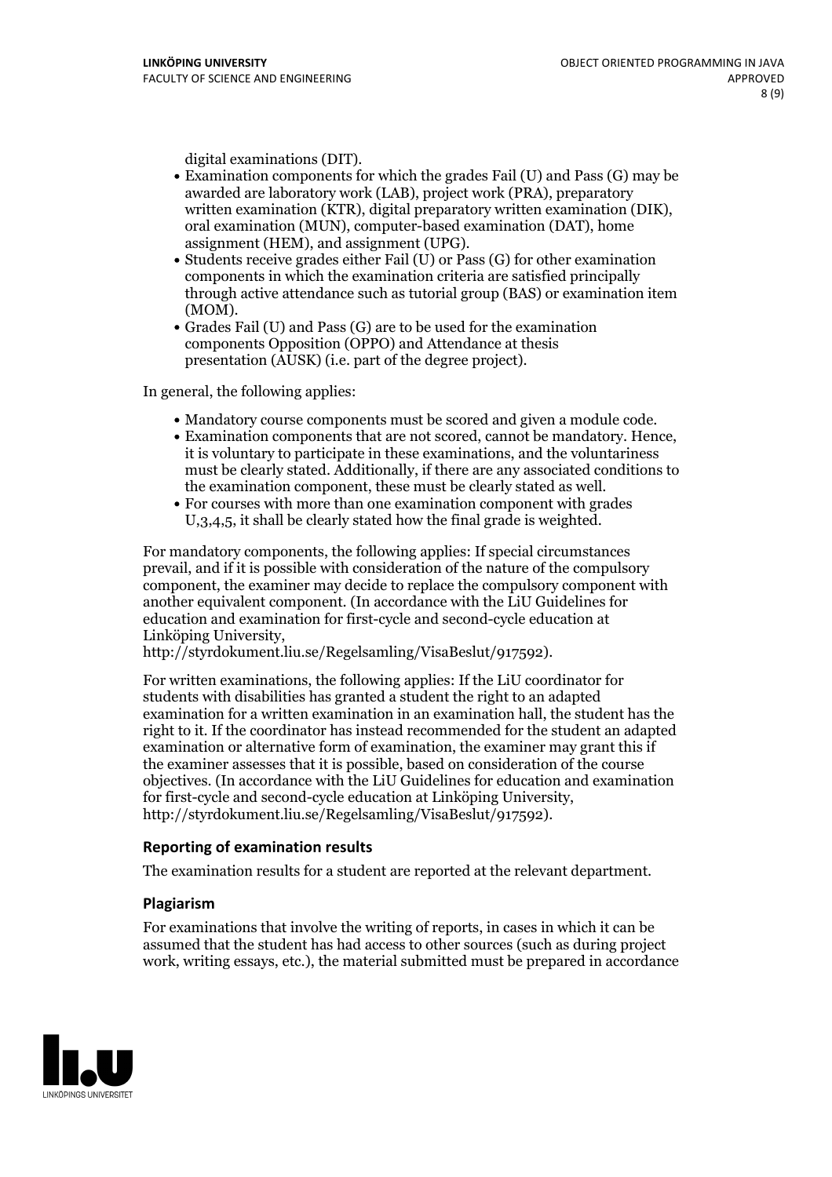digital examinations (DIT).

- Examination components for which the grades Fail (U) and Pass (G) may be awarded are laboratory work (LAB), project work (PRA), preparatory written examination (KTR), digital preparatory written examination (DIK), oral examination (MUN), computer-based examination (DAT), home assignment (HEM), and assignment (UPG).
- Students receive grades either Fail (U) or Pass (G) for other examination components in which the examination criteria are satisfied principally through active attendance such as tutorial group (BAS) or examination item (MOM).
- Grades Fail (U) and Pass (G) are to be used for the examination components Opposition (OPPO) and Attendance at thesis presentation (AUSK) (i.e. part of the degree project).

In general, the following applies:

- Mandatory course components must be scored and given a module code.
- Examination components that are not scored, cannot be mandatory. Hence, it is voluntary to participate in these examinations, and the voluntariness must be clearly stated. Additionally, if there are any associated conditions to the examination component, these must be clearly stated as well.
- For courses with more than one examination component with grades U,3,4,5, it shall be clearly stated how the final grade is weighted.

For mandatory components, the following applies: If special circumstances prevail, and if it is possible with consideration of the nature of the compulsory component, the examiner may decide to replace the compulsory component with another equivalent component. (In accordance with the LiU Guidelines for education and examination for first-cycle and second-cycle education at Linköping University, http://styrdokument.liu.se/Regelsamling/VisaBeslut/917592).

For written examinations, the following applies: If the LiU coordinator for students with disabilities has granted a student the right to an adapted examination for a written examination in an examination hall, the student has the right to it. If the coordinator has instead recommended for the student an adapted examination or alternative form of examination, the examiner may grant this if the examiner assesses that it is possible, based on consideration of the course objectives. (In accordance with the LiU Guidelines for education and examination for first-cycle and second-cycle education at Linköping University, http://styrdokument.liu.se/Regelsamling/VisaBeslut/917592).

### Reporting of examination results

The examination results for a student are reported at the relevant department.

### Plagiarism

For examinations that involve the writing of reports, in cases in which it can be assumed that the student has had access to other sources (such as during project work, writing essays, etc.), the material submitted must be prepared in accordance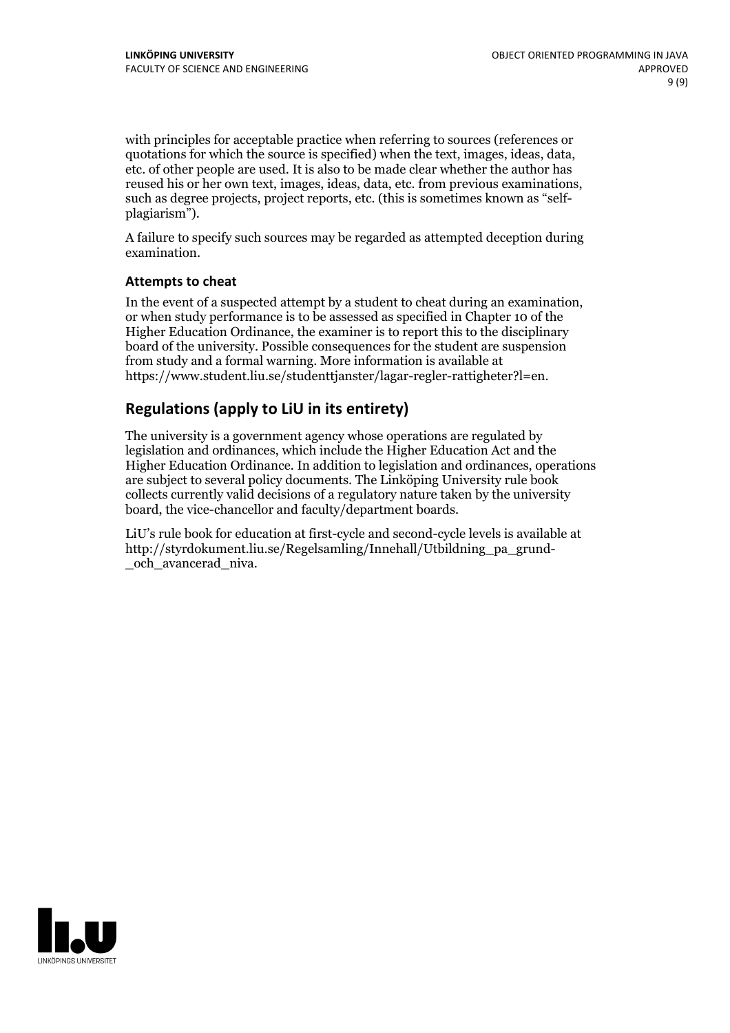with principles for acceptable practice when referring to sources (references or quotations for which the source is specified) when the text, images, ideas, data, etc. of other people are used. It is also to be made clear whether the author has reused his or her own text, images, ideas, data, etc. from previous examinations, such as degree projects, project reports, etc. (this is sometimes known as "self-plagiarism").

A failure to specify such sources may be regarded as attempted deception during examination.

### Attempts to cheat

In the event of a suspected attempt by a student to cheat during an examination, or when study performance is to be assessed as specified in Chapter 10 of the Higher Education Ordinance, the examiner is to report this to the disciplinary board of the university. Possible consequences for the student are suspension from study and a formal warning. More information is available at https://www.student.liu.se/studenttjanster/lagar-regler-rattigheter?l=en.

## Regulations (apply to LiU in its entirety)

The university is a government agency whose operations are regulated by legislation and ordinances, which include the Higher Education Act and the Higher Education Ordinance. In addition to legislation and ordinances, operations are subject to several policy documents. The Linköping University rule book collects currently valid decisions of a regulatory nature taken by the university board, the vice-chancellor and faculty/department boards.

LiU's rule book for education at first-cycle and second-cycle levels is available at http://styrdokument.liu.se/Regelsamling/Innehall/Utbildning_pa_grund-_och_avancerad_niva.